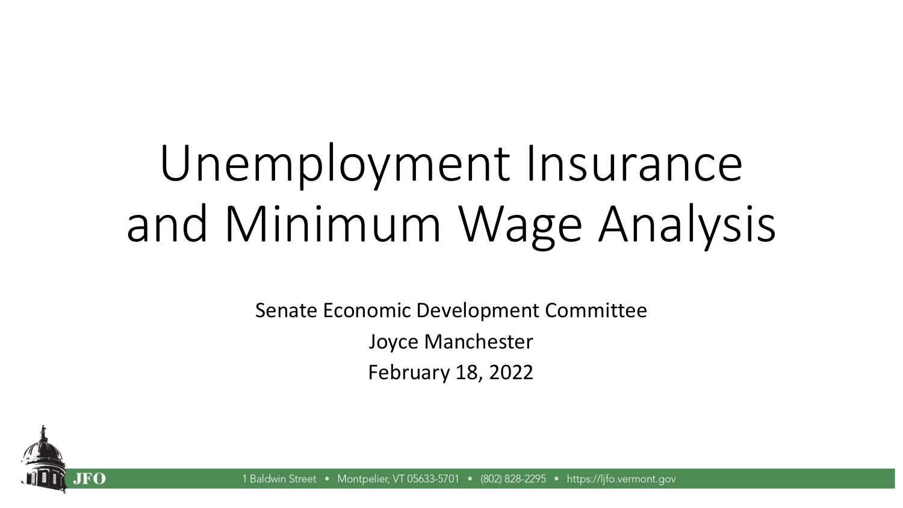# Unemployment Insurance and Minimum Wage Analysis

Senate Economic Development Committee

Joyce Manchester

February 18, 2022

JFO

1 Baldwin Street • Montpelier, VT 05633-5701 • (802) 828-2295 • https://ljfo.vermont.gov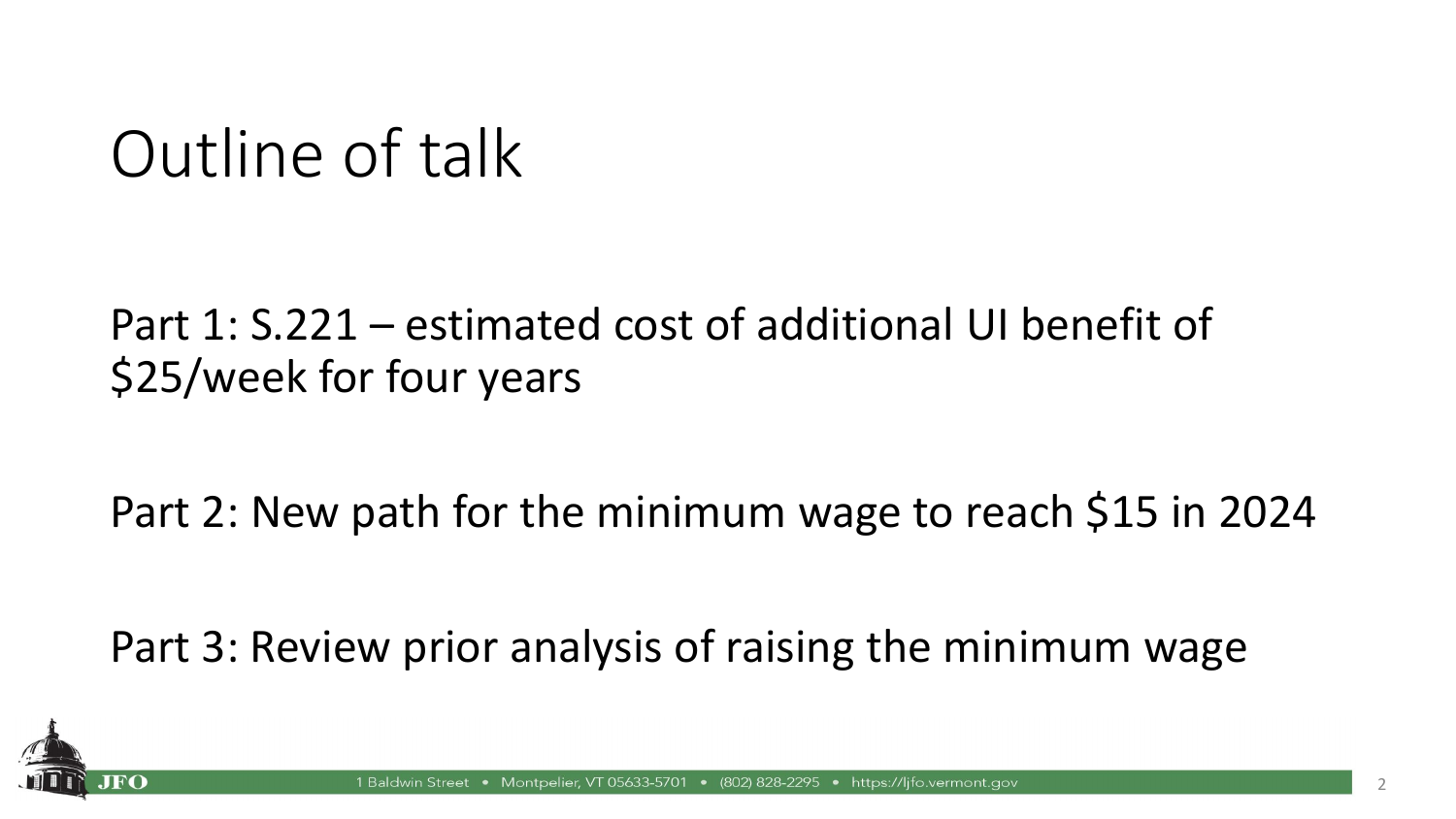# Outline of talk

Part 1: S.221 – estimated cost of additional UI benefit of $25/week for four years

Part 2: New path for the minimum wage to reach $15 in 2024

Part 3: Review prior analysis of raising the minimum wage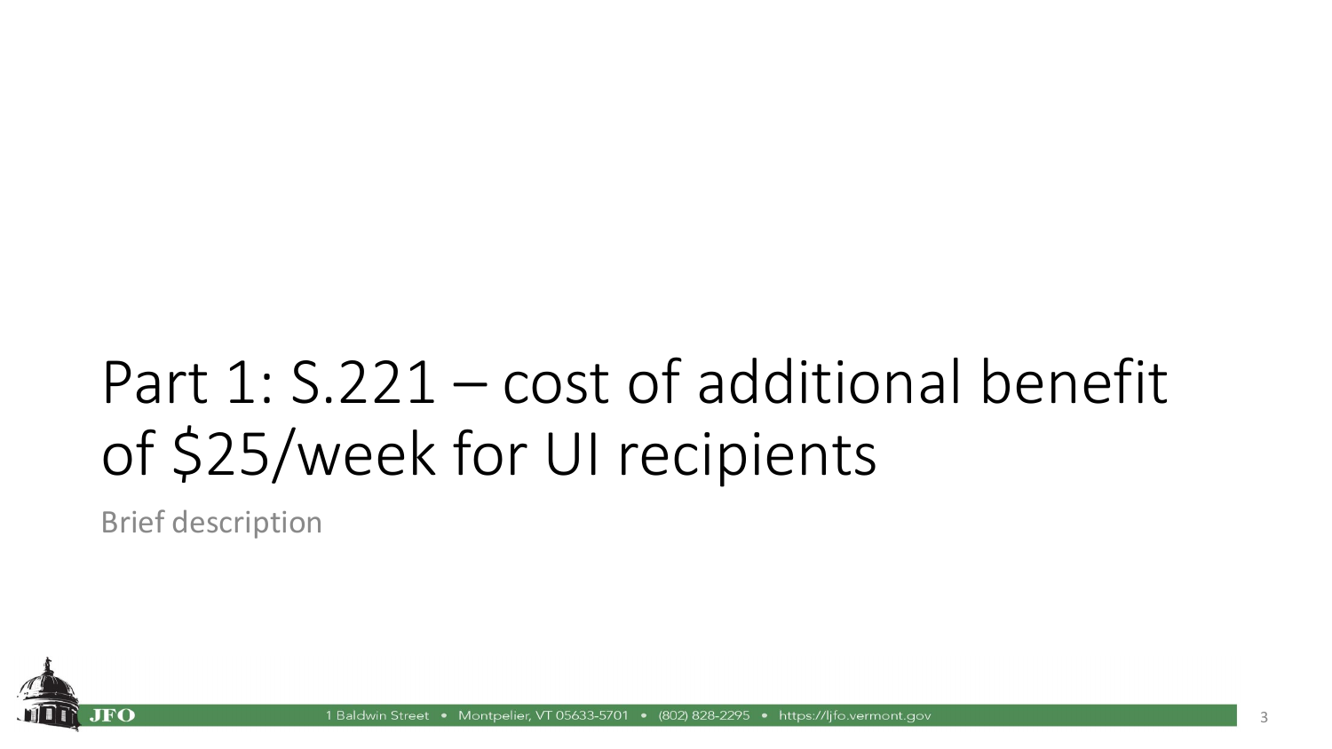# Part 1: S.221 – cost of additional benefit of $25/week for UI recipients

Brief description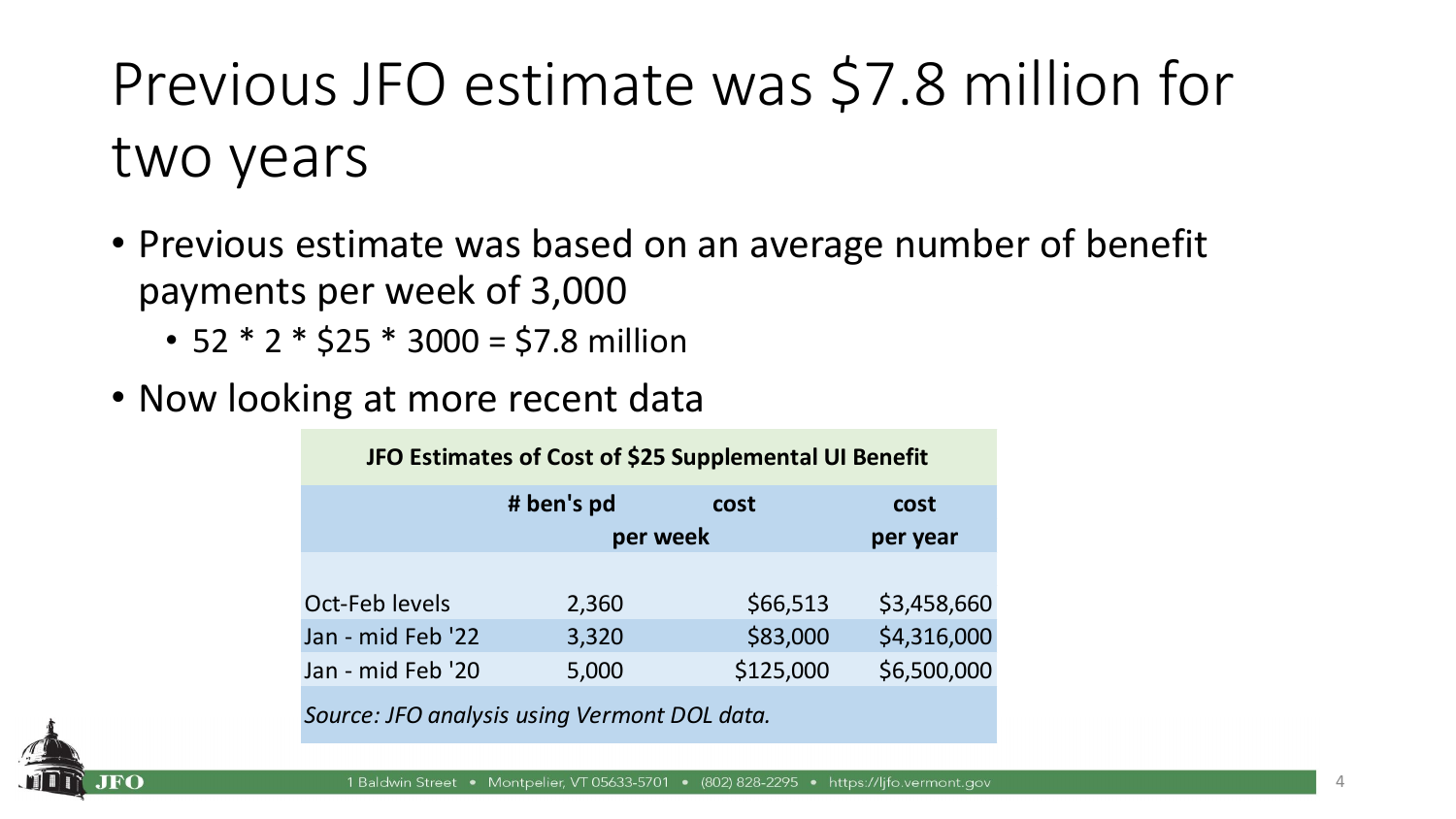# Previous JFO estimate was $7.8 million for two years

- Previous estimate was based on an average number of benefit payments per week of 3,000
  - 52 * 2 * $25 * 3000 = $7.8 million
- Now looking at more recent data

**JFO Estimates of Cost of $25 Supplemental UI Benefit**

| | # ben's pd per week | cost per week | cost per year |
|---|---|---|---|
| Oct-Feb levels | 2,360 | $66,513 | $3,458,660 |
| Jan - mid Feb '22 | 3,320 | $83,000 | $4,316,000 |
| Jan - mid Feb '20 | 5,000 | $125,000 | $6,500,000 |

*Source: JFO analysis using Vermont DOL data.*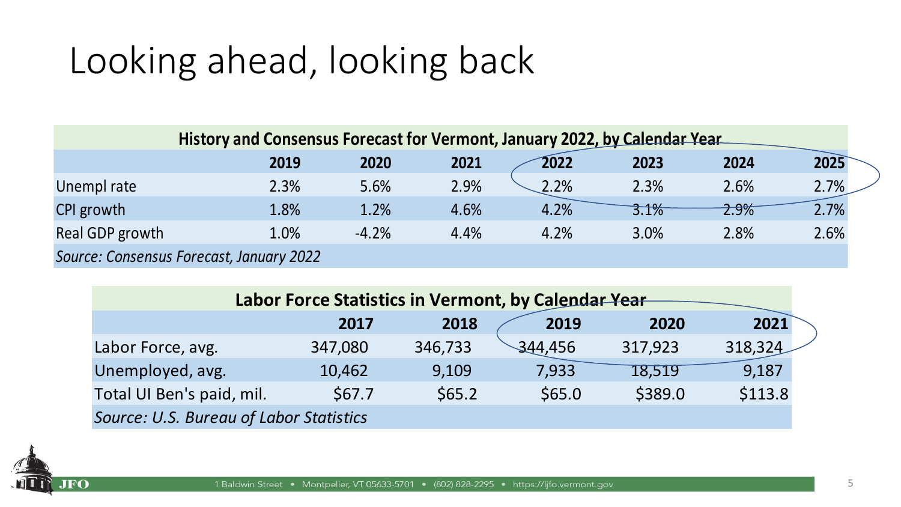# Looking ahead, looking back

| History and Consensus Forecast for Vermont, January 2022, by Calendar Year | | | | | | | |
|---|---|---|---|---|---|---|---|
| | 2019 | 2020 | 2021 | 2022 | 2023 | 2024 | 2025 |
| Unempl rate | 2.3% | 5.6% | 2.9% | 2.2% | 2.3% | 2.6% | 2.7% |
| CPI growth | 1.8% | 1.2% | 4.6% | 4.2% | 3.1% | 2.9% | 2.7% |
| Real GDP growth | 1.0% | -4.2% | 4.4% | 4.2% | 3.0% | 2.8% | 2.6% |
| *Source: Consensus Forecast, January 2022* | | | | | | | |

| Labor Force Statistics in Vermont, by Calendar Year | | | | | |
|---|---|---|---|---|---|
| | 2017 | 2018 | 2019 | 2020 | 2021 |
| Labor Force, avg. | 347,080 | 346,733 | 344,456 | 317,923 | 318,324 |
| Unemployed, avg. | 10,462 | 9,109 | 7,933 | 18,519 | 9,187 |
| Total UI Ben's paid, mil. | $67.7 | $65.2 | $65.0 | $389.0 | $113.8 |
| *Source: U.S. Bureau of Labor Statistics* | | | | | |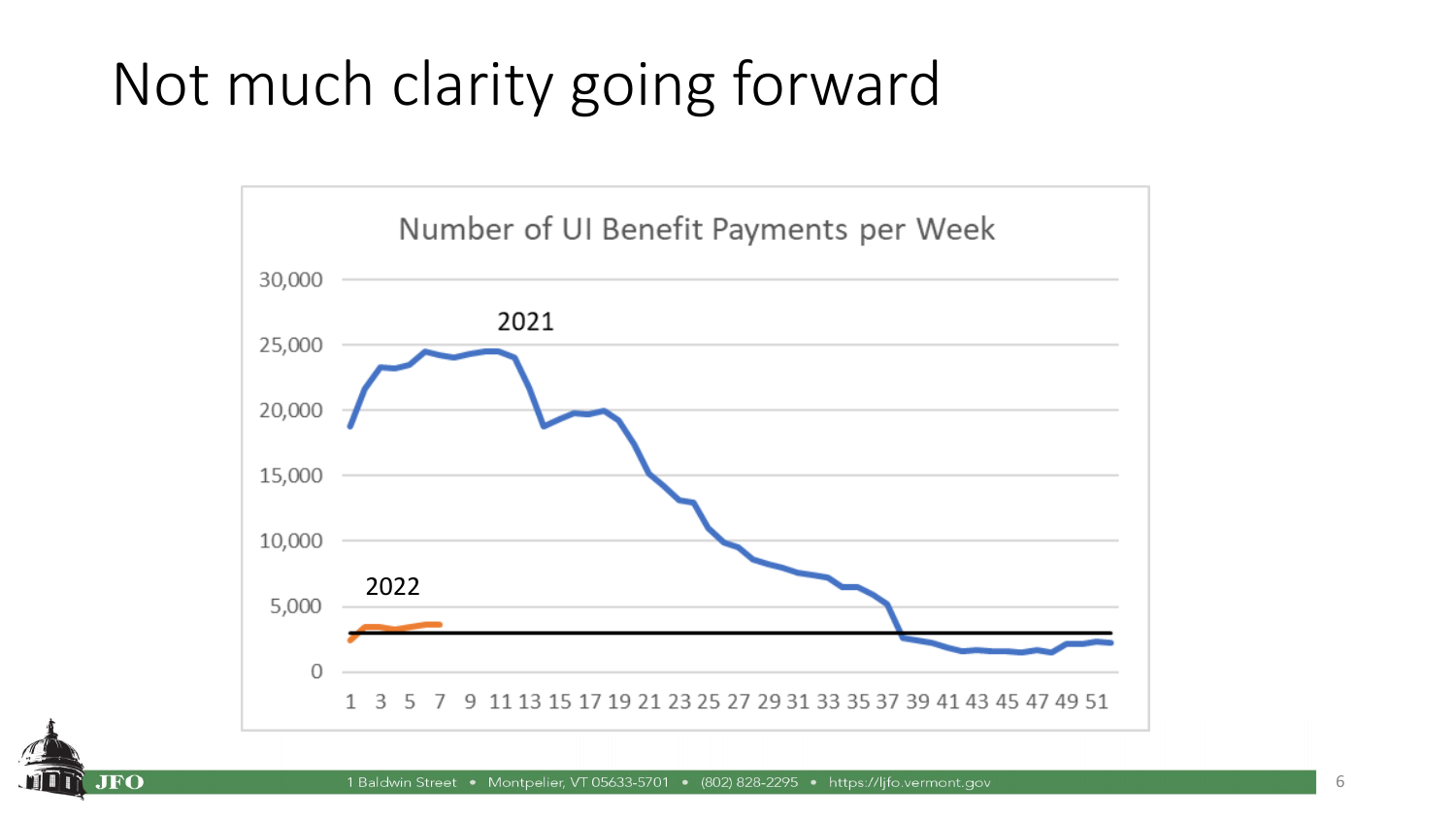# Not much clarity going forward

Number of UI Benefit Payments per Week

2021

2022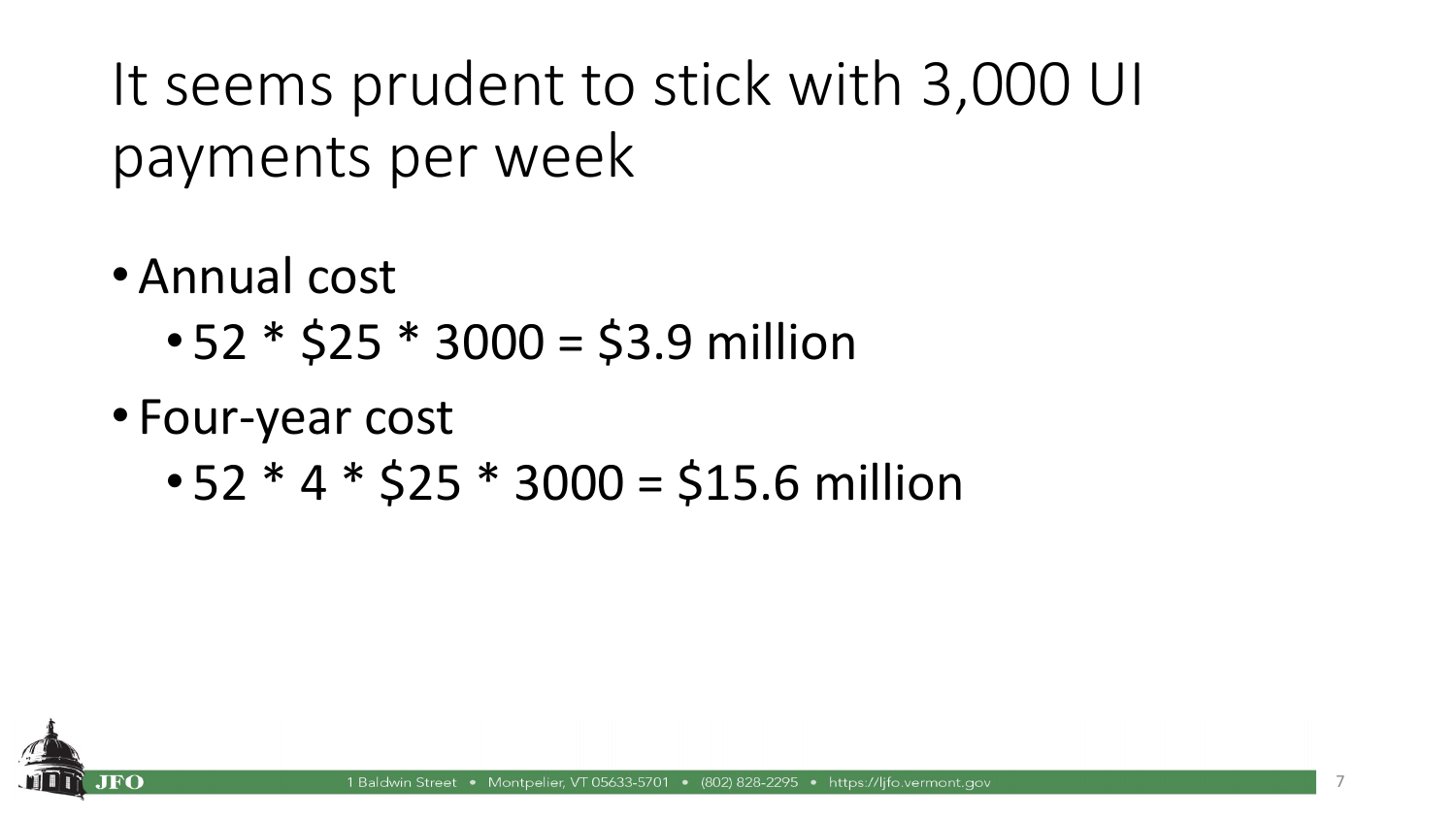# It seems prudent to stick with 3,000 UI payments per week

- Annual cost
  - 52 * $25 * 3000 = $3.9 million
- Four-year cost
  - 52 * 4 * $25 * 3000 = $15.6 million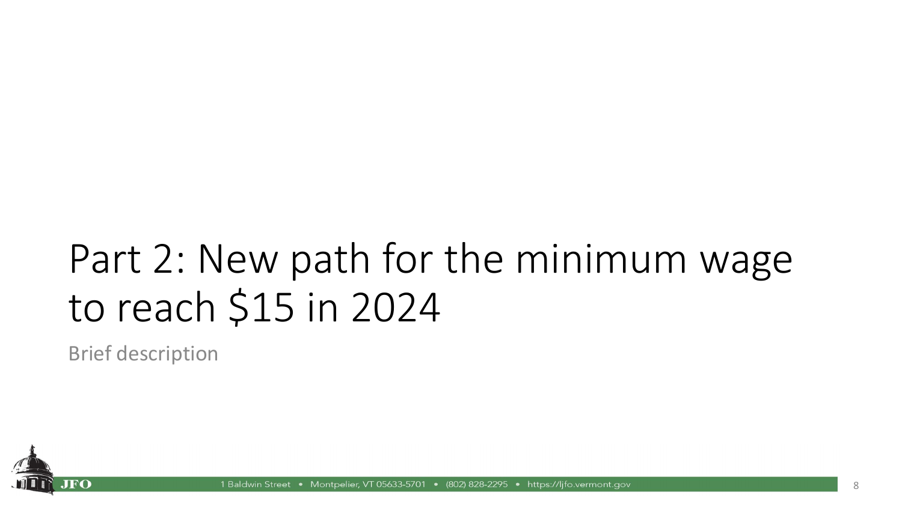# Part 2: New path for the minimum wage to reach $15 in 2024

Brief description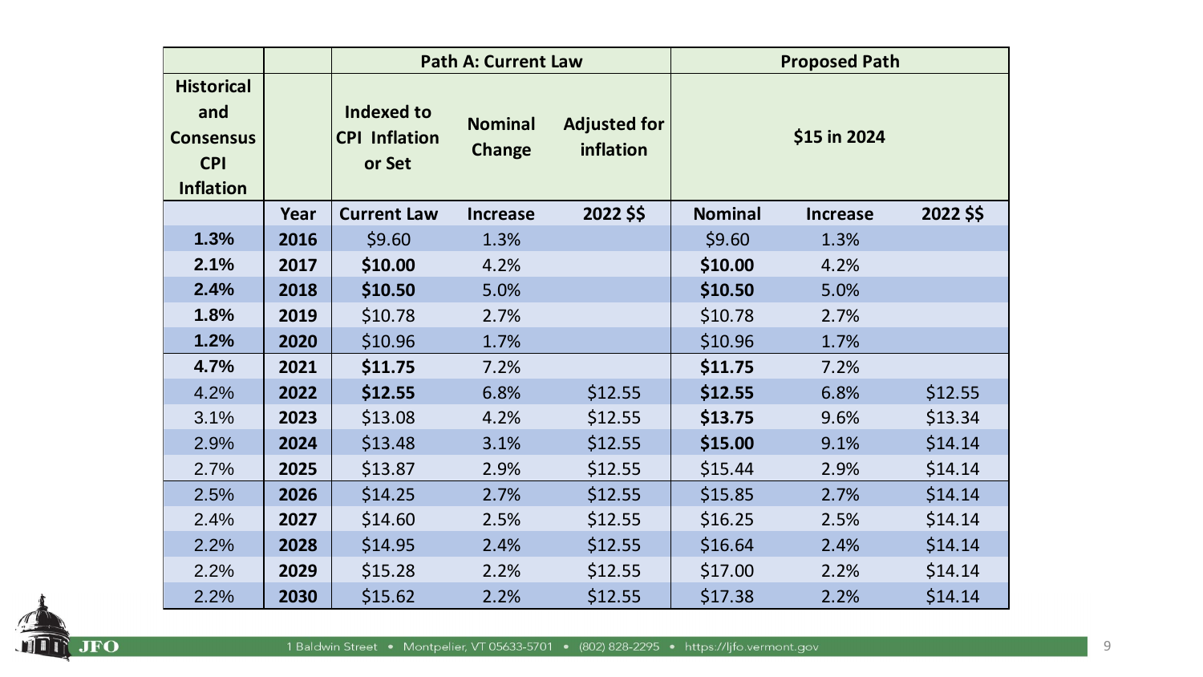| Historical and Consensus CPI Inflation | Year | Path A: Current Law | | | Proposed Path | | |
|---|---|---|---|---|---|---|---|
| | | Indexed to CPI Inflation or Set | Nominal Change | Adjusted for inflation | $15 in 2024 | | |
| | | Current Law | Increase | 2022 $$ | Nominal | Increase | 2022 $$ |
| **1.3%** | **2016** | $9.60 | 1.3% | | $9.60 | 1.3% | |
| **2.1%** | **2017** | **$10.00** | 4.2% | | **$10.00** | 4.2% | |
| **2.4%** | **2018** | **$10.50** | 5.0% | | **$10.50** | 5.0% | |
| **1.8%** | **2019** | $10.78 | 2.7% | | $10.78 | 2.7% | |
| **1.2%** | **2020** | $10.96 | 1.7% | | $10.96 | 1.7% | |
| **4.7%** | **2021** | **$11.75** | 7.2% | | **$11.75** | 7.2% | |
| 4.2% | **2022** | **$12.55** | 6.8% | $12.55 | **$12.55** | 6.8% | $12.55 |
| 3.1% | **2023** | $13.08 | 4.2% | $12.55 | **$13.75** | 9.6% | $13.34 |
| 2.9% | **2024** | $13.48 | 3.1% | $12.55 | **$15.00** | 9.1% | $14.14 |
| 2.7% | **2025** | $13.87 | 2.9% | $12.55 | $15.44 | 2.9% | $14.14 |
| 2.5% | **2026** | $14.25 | 2.7% | $12.55 | $15.85 | 2.7% | $14.14 |
| 2.4% | **2027** | $14.60 | 2.5% | $12.55 | $16.25 | 2.5% | $14.14 |
| 2.2% | **2028** | $14.95 | 2.4% | $12.55 | $16.64 | 2.4% | $14.14 |
| 2.2% | **2029** | $15.28 | 2.2% | $12.55 | $17.00 | 2.2% | $14.14 |
| 2.2% | **2030** | $15.62 | 2.2% | $12.55 | $17.38 | 2.2% | $14.14 |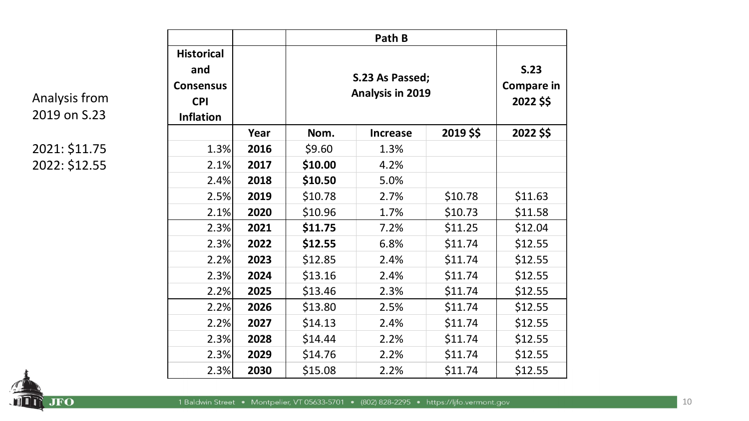Analysis from 2019 on S.23

2021: $11.75
2022: $12.55

| | | Path B | | | |
|---|---|---|---|---|---|
| **Historical and Consensus CPI Inflation** | | **S.23 As Passed; Analysis in 2019** | | | **S.23 Compare in 2022 $$** |
| | **Year** | **Nom.** | **Increase** | **2019 $$** | **2022 $$** |
| 1.3% | **2016** | $9.60 | 1.3% | | |
| 2.1% | **2017** | **$10.00** | 4.2% | | |
| 2.4% | **2018** | **$10.50** | 5.0% | | |
| 2.5% | **2019** | $10.78 | 2.7% | $10.78 | $11.63 |
| 2.1% | **2020** | $10.96 | 1.7% | $10.73 | $11.58 |
| 2.3% | **2021** | **$11.75** | 7.2% | $11.25 | $12.04 |
| 2.3% | **2022** | **$12.55** | 6.8% | $11.74 | $12.55 |
| 2.2% | **2023** | $12.85 | 2.4% | $11.74 | $12.55 |
| 2.3% | **2024** | $13.16 | 2.4% | $11.74 | $12.55 |
| 2.2% | **2025** | $13.46 | 2.3% | $11.74 | $12.55 |
| 2.2% | **2026** | $13.80 | 2.5% | $11.74 | $12.55 |
| 2.2% | **2027** | $14.13 | 2.4% | $11.74 | $12.55 |
| 2.3% | **2028** | $14.44 | 2.2% | $11.74 | $12.55 |
| 2.3% | **2029** | $14.76 | 2.2% | $11.74 | $12.55 |
| 2.3% | **2030** | $15.08 | 2.2% | $11.74 | $12.55 |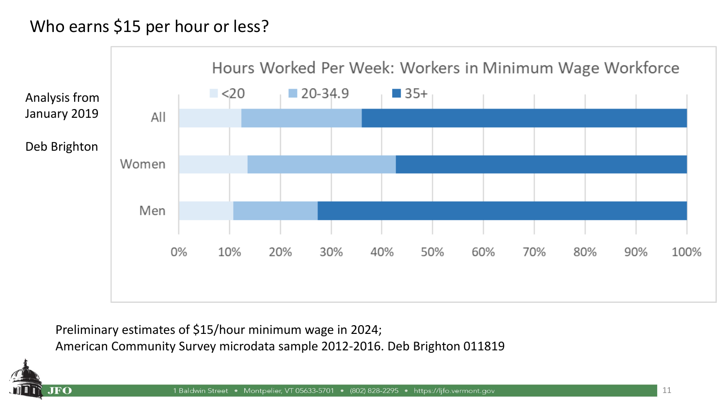# Who earns $15 per hour or less?

Analysis from January 2019

Deb Brighton

**Hours Worked Per Week: Workers in Minimum Wage Workforce**

<20 | 20-34.9 | 35+

All | Women | Men

0% 10% 20% 30% 40% 50% 60% 70% 80% 90% 100%

Preliminary estimates of $15/hour minimum wage in 2024;
American Community Survey microdata sample 2012-2016. Deb Brighton 011819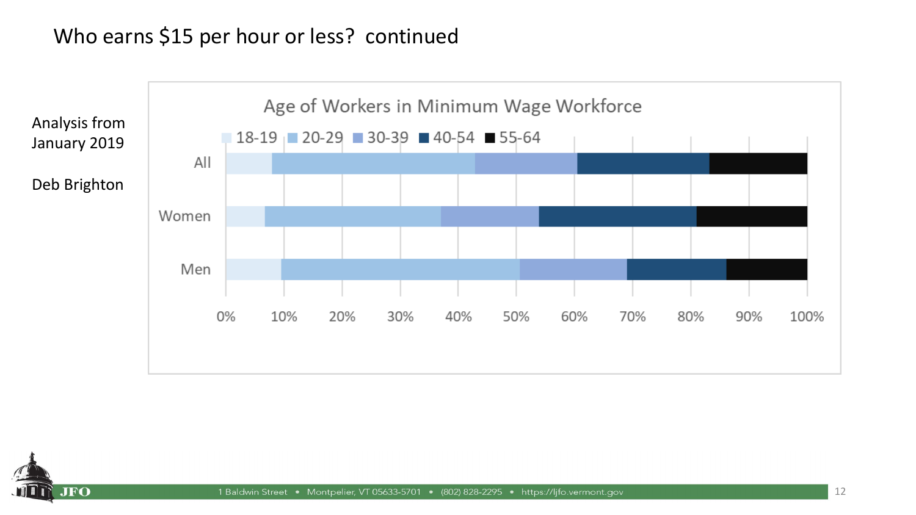# Who earns $15 per hour or less? continued

Analysis from January 2019

Deb Brighton

**Age of Workers in Minimum Wage Workforce**

18-19 | 20-29 | 30-39 | 40-54 | 55-64

All

Women

Men

0% 10% 20% 30% 40% 50% 60% 70% 80% 90% 100%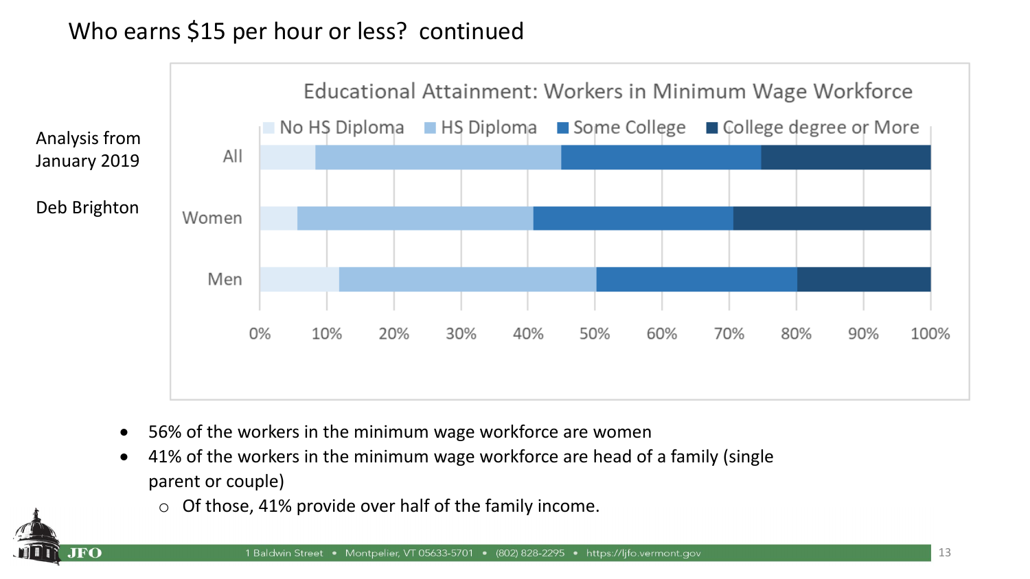# Who earns $15 per hour or less?  continued

Analysis from January 2019

Deb Brighton

**Educational Attainment: Workers in Minimum Wage Workforce**

- 56% of the workers in the minimum wage workforce are women
- 41% of the workers in the minimum wage workforce are head of a family (single parent or couple)
  - Of those, 41% provide over half of the family income.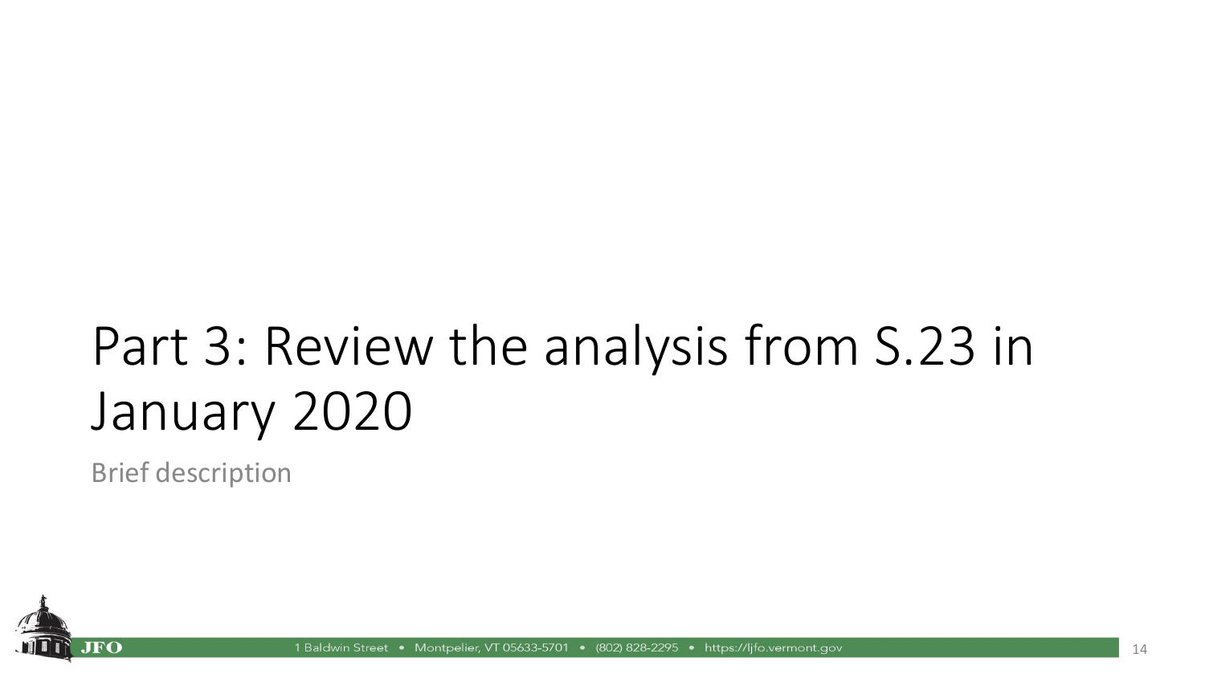# Part 3: Review the analysis from S.23 in January 2020

Brief description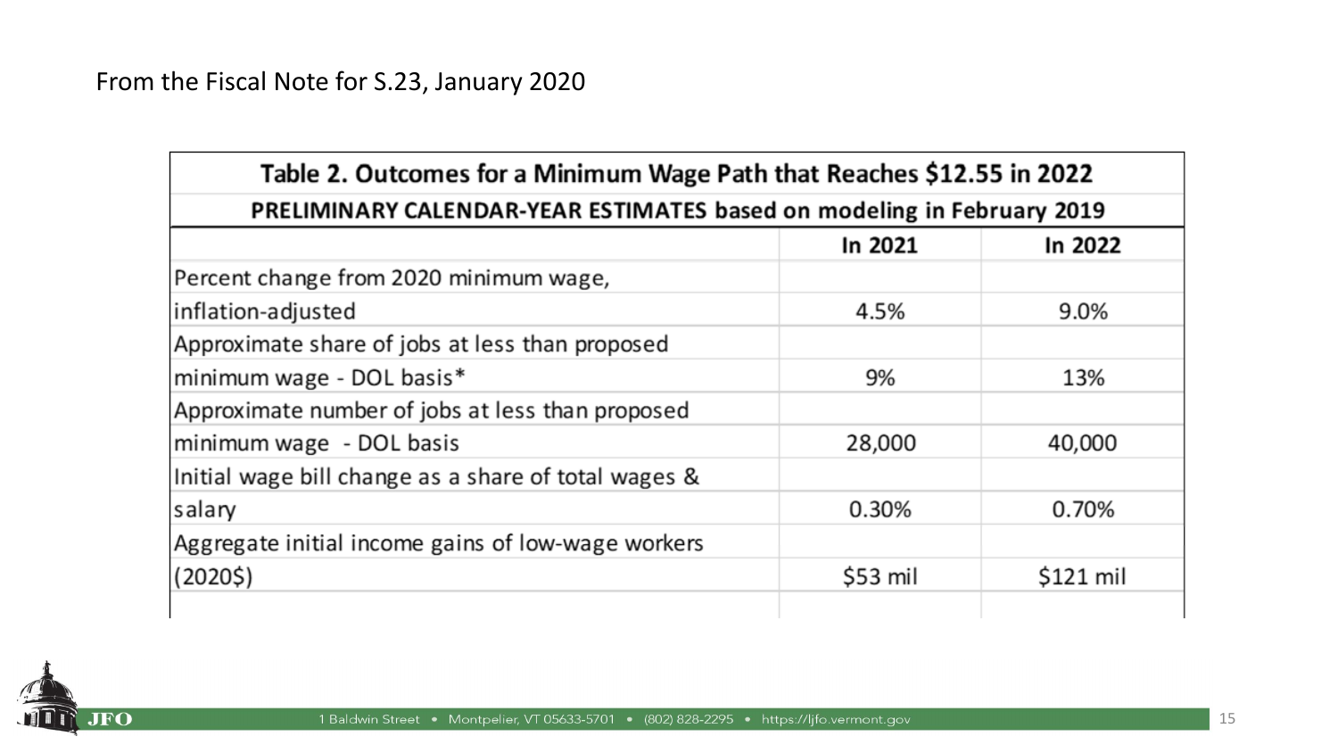From the Fiscal Note for S.23, January 2020

| Table 2. Outcomes for a Minimum Wage Path that Reaches $12.55 in 2022 | | |
|---|---|---|
| PRELIMINARY CALENDAR-YEAR ESTIMATES based on modeling in February 2019 | | |
| | In 2021 | In 2022 |
| Percent change from 2020 minimum wage, inflation-adjusted | 4.5% | 9.0% |
| Approximate share of jobs at less than proposed minimum wage - DOL basis* | 9% | 13% |
| Approximate number of jobs at less than proposed minimum wage - DOL basis | 28,000 | 40,000 |
| Initial wage bill change as a share of total wages & salary | 0.30% | 0.70% |
| Aggregate initial income gains of low-wage workers (2020$) | $53 mil | $121 mil |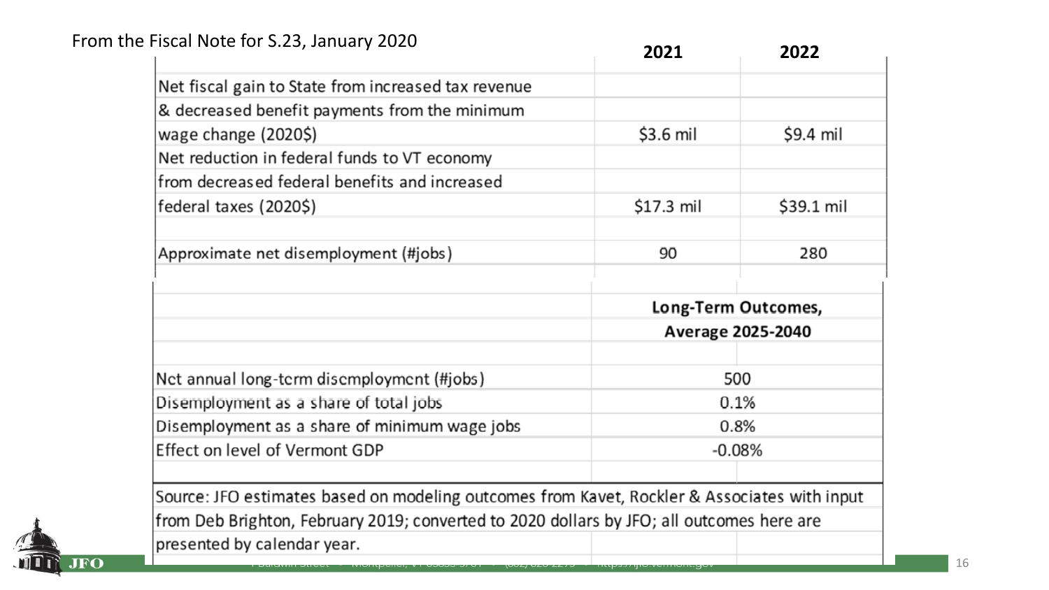From the Fiscal Note for S.23, January 2020

| | 2021 | 2022 |
|---|---|---|
| Net fiscal gain to State from increased tax revenue & decreased benefit payments from the minimum wage change (2020$) | $3.6 mil | $9.4 mil |
| Net reduction in federal funds to VT economy from decreased federal benefits and increased federal taxes (2020$) | $17.3 mil | $39.1 mil |
| Approximate net disemployment (#jobs) | 90 | 280 |

| | Long-Term Outcomes, Average 2025-2040 |
|---|---|
| Net annual long-term disemployment (#jobs) | 500 |
| Disemployment as a share of total jobs | 0.1% |
| Disemployment as a share of minimum wage jobs | 0.8% |
| Effect on level of Vermont GDP | -0.08% |

Source: JFO estimates based on modeling outcomes from Kavet, Rockler & Associates with input from Deb Brighton, February 2019; converted to 2020 dollars by JFO; all outcomes here are presented by calendar year.